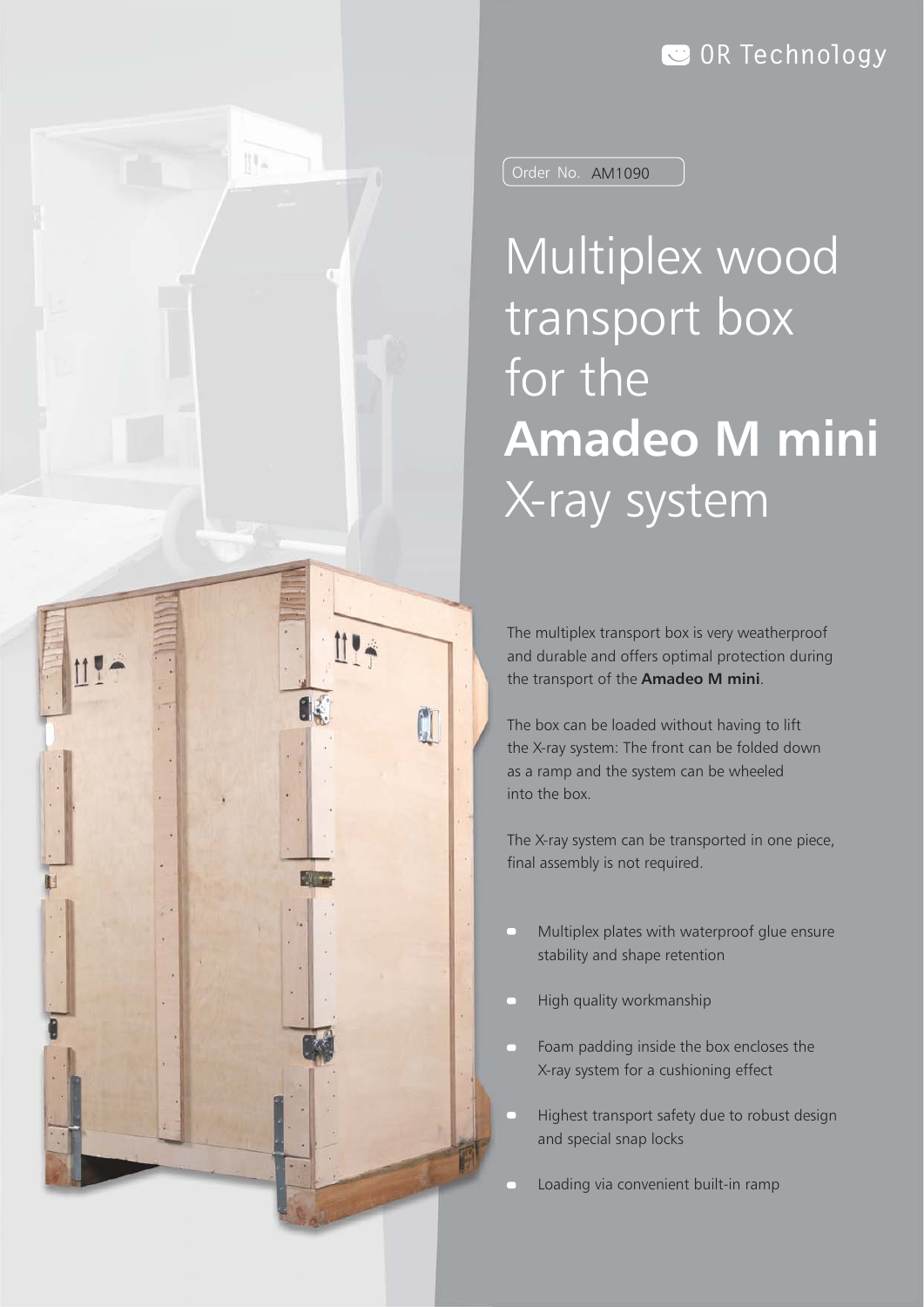OR Technology

Order No. AM1090

# Multiplex wood transport box for the **Amadeo M mini** X-ray system

The multiplex transport box is very weatherproof and durable and offers optimal protection during the transport of the **Amadeo M mini**.

The box can be loaded without having to lift the X-ray system: The front can be folded down as a ramp and the system can be wheeled into the box.

The X-ray system can be transported in one piece, final assembly is not required.

- Multiplex plates with waterproof glue ensure stability and shape retention
- High quality workmanship
- Foam padding inside the box encloses the X-ray system for a cushioning effect
- Highest transport safety due to robust design and special snap locks
- Loading via convenient built-in ramp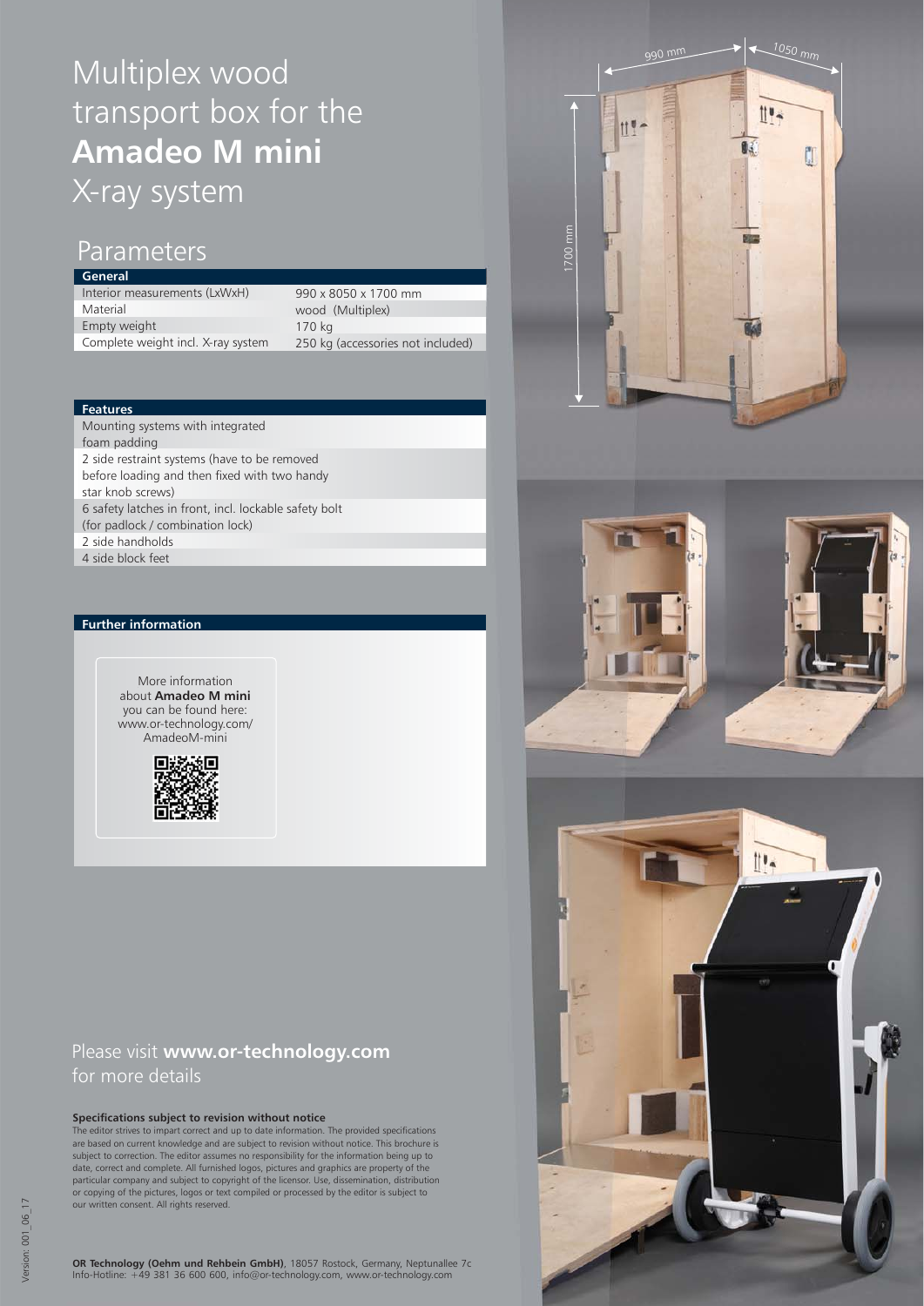# Multiplex wood transport box for the **Amadeo M mini** X-ray system

## Parameters

| General | |
|---|---|
| Interior measurements (LxWxH) | 990 x 8050 x 1700 mm |
| Material | wood (Multiplex) |
| Empty weight | 170 kg |
| Complete weight incl. X-ray system | 250 kg (accessories not included) |

| Features |
|---|
| Mounting systems with integrated foam padding |
| 2 side restraint systems (have to be removed before loading and then fixed with two handy star knob screws) |
| 6 safety latches in front, incl. lockable safety bolt (for padlock / combination lock) |
| 2 side handholds |
| 4 side block feet |

**Further information**

More information about **Amadeo M mini** you can be found here: www.or-technology.com/AmadeoM-mini

990 mm

1050 mm

1700 mm

Please visit **www.or-technology.com** for more details

**Specifications subject to revision without notice**

The editor strives to impart correct and up to date information. The provided specifications are based on current knowledge and are subject to revision without notice. This brochure is subject to correction. The editor assumes no responsibility for the information being up to date, correct and complete. All furnished logos, pictures and graphics are property of the particular company and subject to copyright of the licensor. Use, dissemination, distribution or copying of the pictures, logos or text compiled or processed by the editor is subject to our written consent. All rights reserved.

**OR Technology (Oehm und Rehbein GmbH)**, 18057 Rostock, Germany, Neptunallee 7c
Info-Hotline: +49 381 36 600 600, info@or-technology.com, www.or-technology.com

Version: 001_06_17